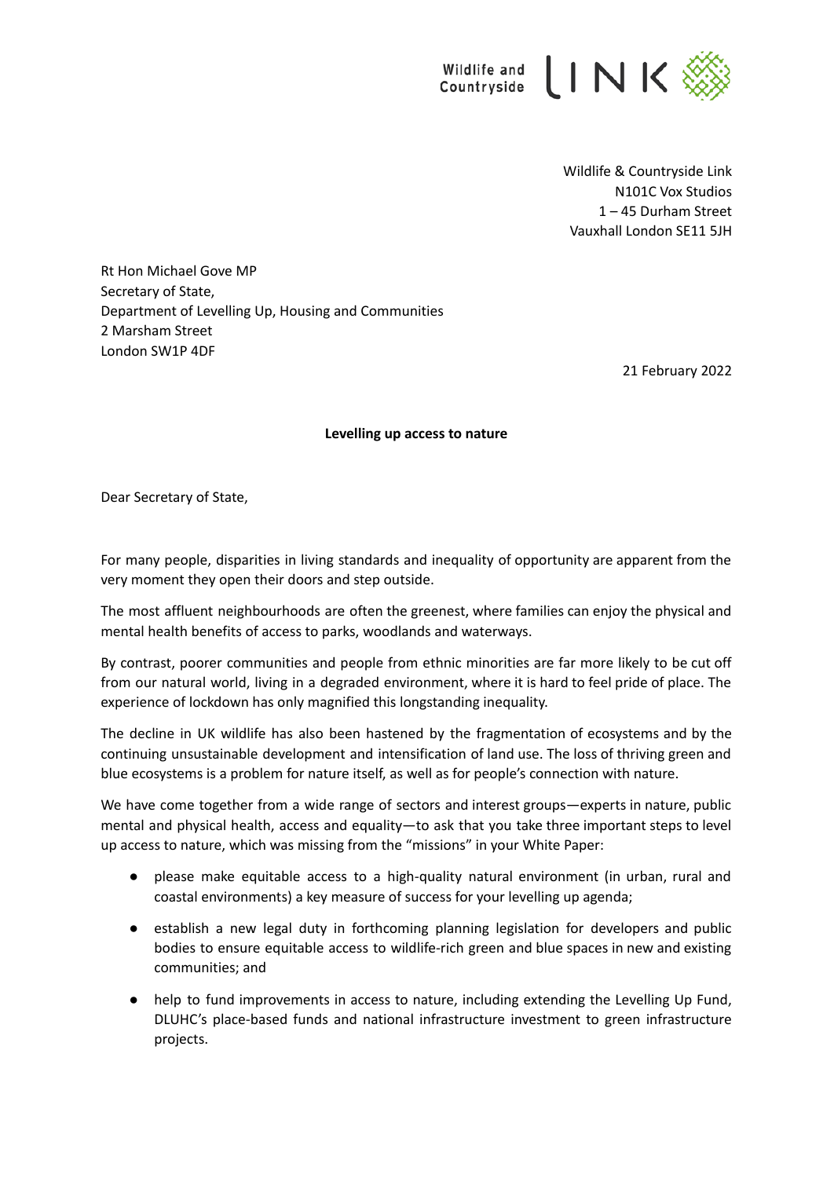Wildlife and Countryside LINK

Wildlife & Countryside Link
N101C Vox Studios
1 – 45 Durham Street
Vauxhall London SE11 5JH

Rt Hon Michael Gove MP
Secretary of State,
Department of Levelling Up, Housing and Communities
2 Marsham Street
London SW1P 4DF

21 February 2022

**Levelling up access to nature**

Dear Secretary of State,

For many people, disparities in living standards and inequality of opportunity are apparent from the very moment they open their doors and step outside.

The most affluent neighbourhoods are often the greenest, where families can enjoy the physical and mental health benefits of access to parks, woodlands and waterways.

By contrast, poorer communities and people from ethnic minorities are far more likely to be cut off from our natural world, living in a degraded environment, where it is hard to feel pride of place. The experience of lockdown has only magnified this longstanding inequality.

The decline in UK wildlife has also been hastened by the fragmentation of ecosystems and by the continuing unsustainable development and intensification of land use. The loss of thriving green and blue ecosystems is a problem for nature itself, as well as for people's connection with nature.

We have come together from a wide range of sectors and interest groups—experts in nature, public mental and physical health, access and equality—to ask that you take three important steps to level up access to nature, which was missing from the "missions" in your White Paper:

- please make equitable access to a high-quality natural environment (in urban, rural and coastal environments) a key measure of success for your levelling up agenda;
- establish a new legal duty in forthcoming planning legislation for developers and public bodies to ensure equitable access to wildlife-rich green and blue spaces in new and existing communities; and
- help to fund improvements in access to nature, including extending the Levelling Up Fund, DLUHC's place-based funds and national infrastructure investment to green infrastructure projects.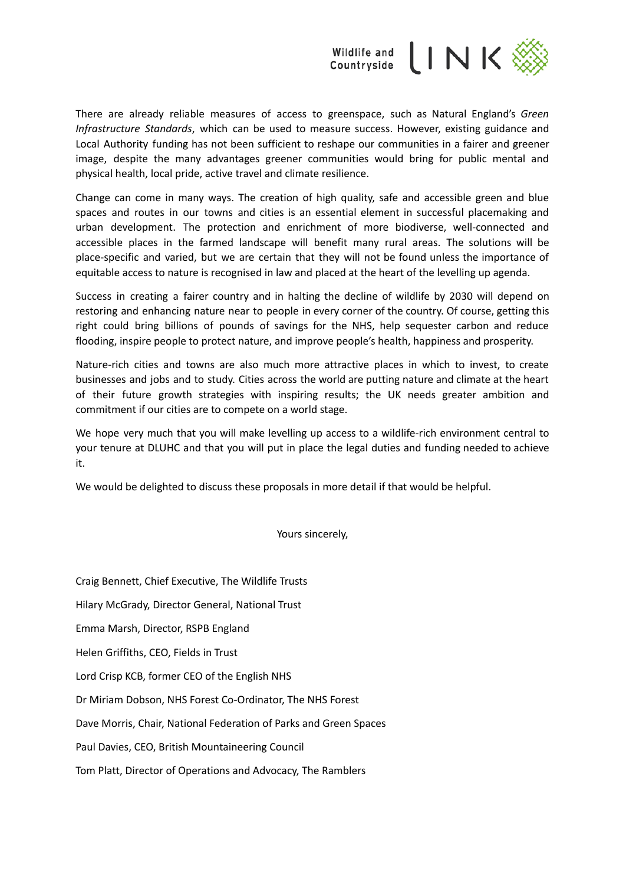There are already reliable measures of access to greenspace, such as Natural England's *Green Infrastructure Standards*, which can be used to measure success. However, existing guidance and Local Authority funding has not been sufficient to reshape our communities in a fairer and greener image, despite the many advantages greener communities would bring for public mental and physical health, local pride, active travel and climate resilience.

Change can come in many ways. The creation of high quality, safe and accessible green and blue spaces and routes in our towns and cities is an essential element in successful placemaking and urban development. The protection and enrichment of more biodiverse, well-connected and accessible places in the farmed landscape will benefit many rural areas. The solutions will be place-specific and varied, but we are certain that they will not be found unless the importance of equitable access to nature is recognised in law and placed at the heart of the levelling up agenda.

Success in creating a fairer country and in halting the decline of wildlife by 2030 will depend on restoring and enhancing nature near to people in every corner of the country. Of course, getting this right could bring billions of pounds of savings for the NHS, help sequester carbon and reduce flooding, inspire people to protect nature, and improve people's health, happiness and prosperity.

Nature-rich cities and towns are also much more attractive places in which to invest, to create businesses and jobs and to study. Cities across the world are putting nature and climate at the heart of their future growth strategies with inspiring results; the UK needs greater ambition and commitment if our cities are to compete on a world stage.

We hope very much that you will make levelling up access to a wildlife-rich environment central to your tenure at DLUHC and that you will put in place the legal duties and funding needed to achieve it.

We would be delighted to discuss these proposals in more detail if that would be helpful.

Yours sincerely,

Craig Bennett, Chief Executive, The Wildlife Trusts

Hilary McGrady, Director General, National Trust

Emma Marsh, Director, RSPB England

Helen Griffiths, CEO, Fields in Trust

Lord Crisp KCB, former CEO of the English NHS

Dr Miriam Dobson, NHS Forest Co-Ordinator, The NHS Forest

Dave Morris, Chair, National Federation of Parks and Green Spaces

Paul Davies, CEO, British Mountaineering Council

Tom Platt, Director of Operations and Advocacy, The Ramblers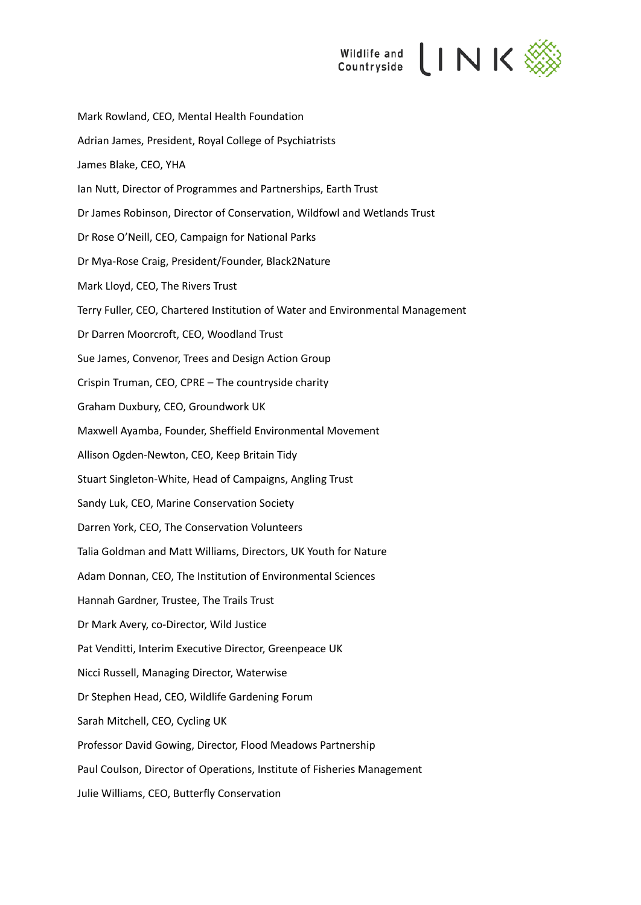Mark Rowland, CEO, Mental Health Foundation

Adrian James, President, Royal College of Psychiatrists

James Blake, CEO, YHA

Ian Nutt, Director of Programmes and Partnerships, Earth Trust

Dr James Robinson, Director of Conservation, Wildfowl and Wetlands Trust

Dr Rose O'Neill, CEO, Campaign for National Parks

Dr Mya-Rose Craig, President/Founder, Black2Nature

Mark Lloyd, CEO, The Rivers Trust

Terry Fuller, CEO, Chartered Institution of Water and Environmental Management

Dr Darren Moorcroft, CEO, Woodland Trust

Sue James, Convenor, Trees and Design Action Group

Crispin Truman, CEO, CPRE – The countryside charity

Graham Duxbury, CEO, Groundwork UK

Maxwell Ayamba, Founder, Sheffield Environmental Movement

Allison Ogden-Newton, CEO, Keep Britain Tidy

Stuart Singleton-White, Head of Campaigns, Angling Trust

Sandy Luk, CEO, Marine Conservation Society

Darren York, CEO, The Conservation Volunteers

Talia Goldman and Matt Williams, Directors, UK Youth for Nature

Adam Donnan, CEO, The Institution of Environmental Sciences

Hannah Gardner, Trustee, The Trails Trust

Dr Mark Avery, co-Director, Wild Justice

Pat Venditti, Interim Executive Director, Greenpeace UK

Nicci Russell, Managing Director, Waterwise

Dr Stephen Head, CEO, Wildlife Gardening Forum

Sarah Mitchell, CEO, Cycling UK

Professor David Gowing, Director, Flood Meadows Partnership

Paul Coulson, Director of Operations, Institute of Fisheries Management

Julie Williams, CEO, Butterfly Conservation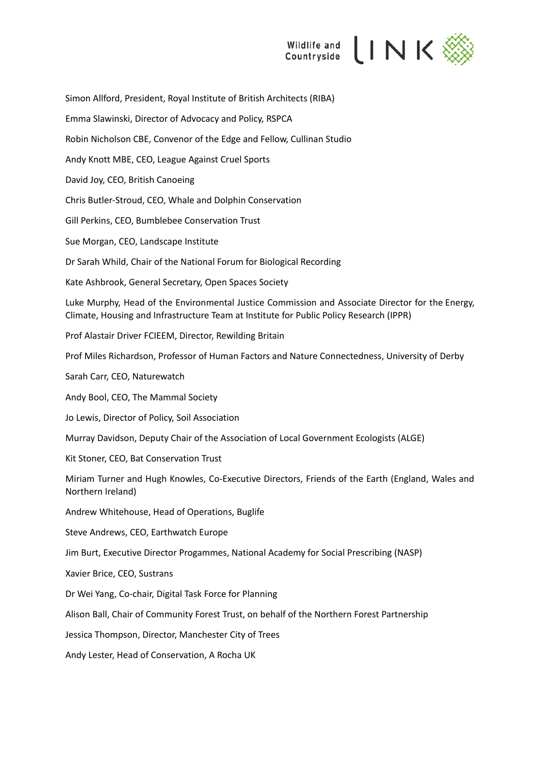Simon Allford, President, Royal Institute of British Architects (RIBA)

Emma Slawinski, Director of Advocacy and Policy, RSPCA

Robin Nicholson CBE, Convenor of the Edge and Fellow, Cullinan Studio

Andy Knott MBE, CEO, League Against Cruel Sports

David Joy, CEO, British Canoeing

Chris Butler-Stroud, CEO, Whale and Dolphin Conservation

Gill Perkins, CEO, Bumblebee Conservation Trust

Sue Morgan, CEO, Landscape Institute

Dr Sarah Whild, Chair of the National Forum for Biological Recording

Kate Ashbrook, General Secretary, Open Spaces Society

Luke Murphy, Head of the Environmental Justice Commission and Associate Director for the Energy, Climate, Housing and Infrastructure Team at Institute for Public Policy Research (IPPR)

Prof Alastair Driver FCIEEM, Director, Rewilding Britain

Prof Miles Richardson, Professor of Human Factors and Nature Connectedness, University of Derby

Sarah Carr, CEO, Naturewatch

Andy Bool, CEO, The Mammal Society

Jo Lewis, Director of Policy, Soil Association

Murray Davidson, Deputy Chair of the Association of Local Government Ecologists (ALGE)

Kit Stoner, CEO, Bat Conservation Trust

Miriam Turner and Hugh Knowles, Co-Executive Directors, Friends of the Earth (England, Wales and Northern Ireland)

Andrew Whitehouse, Head of Operations, Buglife

Steve Andrews, CEO, Earthwatch Europe

Jim Burt, Executive Director Progammes, National Academy for Social Prescribing (NASP)

Xavier Brice, CEO, Sustrans

Dr Wei Yang, Co-chair, Digital Task Force for Planning

Alison Ball, Chair of Community Forest Trust, on behalf of the Northern Forest Partnership

Jessica Thompson, Director, Manchester City of Trees

Andy Lester, Head of Conservation, A Rocha UK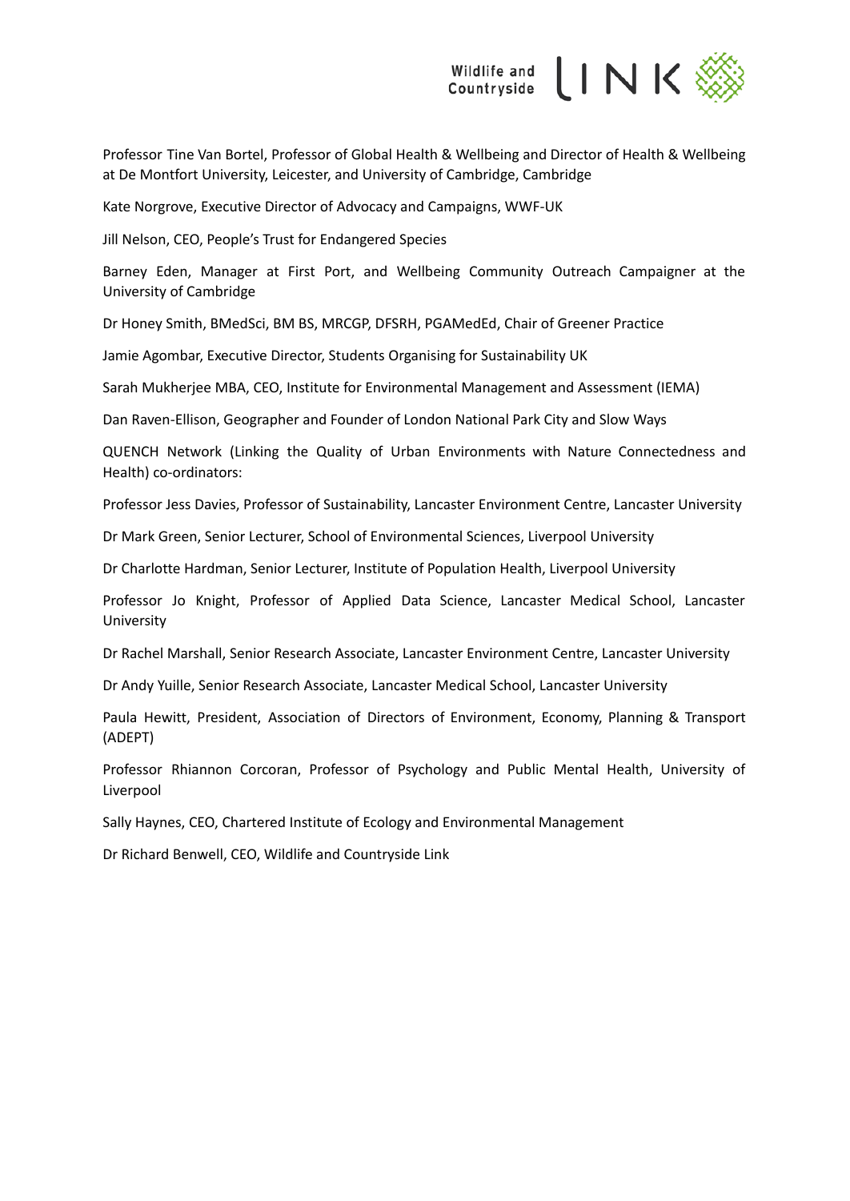Professor Tine Van Bortel, Professor of Global Health & Wellbeing and Director of Health & Wellbeing at De Montfort University, Leicester, and University of Cambridge, Cambridge

Kate Norgrove, Executive Director of Advocacy and Campaigns, WWF-UK

Jill Nelson, CEO, People's Trust for Endangered Species

Barney Eden, Manager at First Port, and Wellbeing Community Outreach Campaigner at the University of Cambridge

Dr Honey Smith, BMedSci, BM BS, MRCGP, DFSRH, PGAMedEd, Chair of Greener Practice

Jamie Agombar, Executive Director, Students Organising for Sustainability UK

Sarah Mukherjee MBA, CEO, Institute for Environmental Management and Assessment (IEMA)

Dan Raven-Ellison, Geographer and Founder of London National Park City and Slow Ways

QUENCH Network (Linking the Quality of Urban Environments with Nature Connectedness and Health) co-ordinators:

Professor Jess Davies, Professor of Sustainability, Lancaster Environment Centre, Lancaster University

Dr Mark Green, Senior Lecturer, School of Environmental Sciences, Liverpool University

Dr Charlotte Hardman, Senior Lecturer, Institute of Population Health, Liverpool University

Professor Jo Knight, Professor of Applied Data Science, Lancaster Medical School, Lancaster University

Dr Rachel Marshall, Senior Research Associate, Lancaster Environment Centre, Lancaster University

Dr Andy Yuille, Senior Research Associate, Lancaster Medical School, Lancaster University

Paula Hewitt, President, Association of Directors of Environment, Economy, Planning & Transport (ADEPT)

Professor Rhiannon Corcoran, Professor of Psychology and Public Mental Health, University of Liverpool

Sally Haynes, CEO, Chartered Institute of Ecology and Environmental Management

Dr Richard Benwell, CEO, Wildlife and Countryside Link